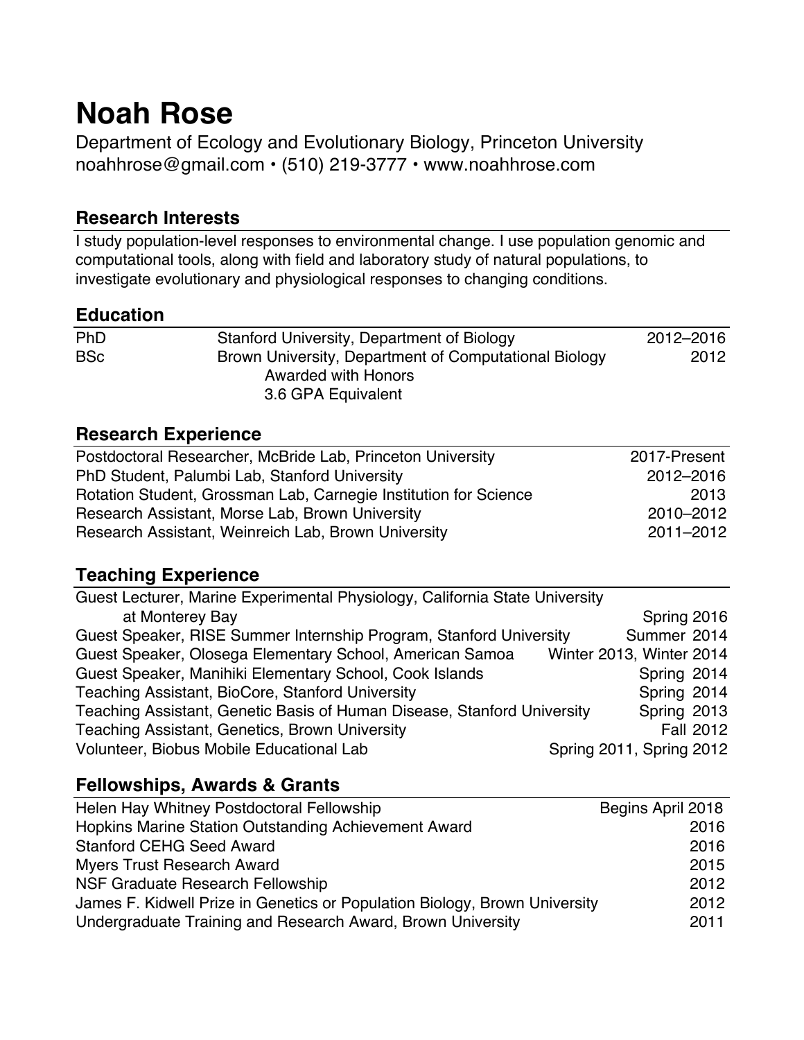# Noah Rose

Department of Ecology and Evolutionary Biology, Princeton University
noahhrose@gmail.com • (510) 219-3777 • www.noahhrose.com

## Research Interests

I study population-level responses to environmental change. I use population genomic and computational tools, along with field and laboratory study of natural populations, to investigate evolutionary and physiological responses to changing conditions.

## Education

| | | |
|---|---|---|
| PhD | Stanford University, Department of Biology | 2012–2016 |
| BSc | Brown University, Department of Computational Biology<br>Awarded with Honors<br>3.6 GPA Equivalent | 2012 |

## Research Experience

| | |
|---|---|
| Postdoctoral Researcher, McBride Lab, Princeton University | 2017-Present |
| PhD Student, Palumbi Lab, Stanford University | 2012–2016 |
| Rotation Student, Grossman Lab, Carnegie Institution for Science | 2013 |
| Research Assistant, Morse Lab, Brown University | 2010–2012 |
| Research Assistant, Weinreich Lab, Brown University | 2011–2012 |

## Teaching Experience

| | |
|---|---|
| Guest Lecturer, Marine Experimental Physiology, California State University at Monterey Bay | Spring 2016 |
| Guest Speaker, RISE Summer Internship Program, Stanford University | Summer 2014 |
| Guest Speaker, Olosega Elementary School, American Samoa | Winter 2013, Winter 2014 |
| Guest Speaker, Manihiki Elementary School, Cook Islands | Spring 2014 |
| Teaching Assistant, BioCore, Stanford University | Spring 2014 |
| Teaching Assistant, Genetic Basis of Human Disease, Stanford University | Spring 2013 |
| Teaching Assistant, Genetics, Brown University | Fall 2012 |
| Volunteer, Biobus Mobile Educational Lab | Spring 2011, Spring 2012 |

## Fellowships, Awards & Grants

| | |
|---|---|
| Helen Hay Whitney Postdoctoral Fellowship | Begins April 2018 |
| Hopkins Marine Station Outstanding Achievement Award | 2016 |
| Stanford CEHG Seed Award | 2016 |
| Myers Trust Research Award | 2015 |
| NSF Graduate Research Fellowship | 2012 |
| James F. Kidwell Prize in Genetics or Population Biology, Brown University | 2012 |
| Undergraduate Training and Research Award, Brown University | 2011 |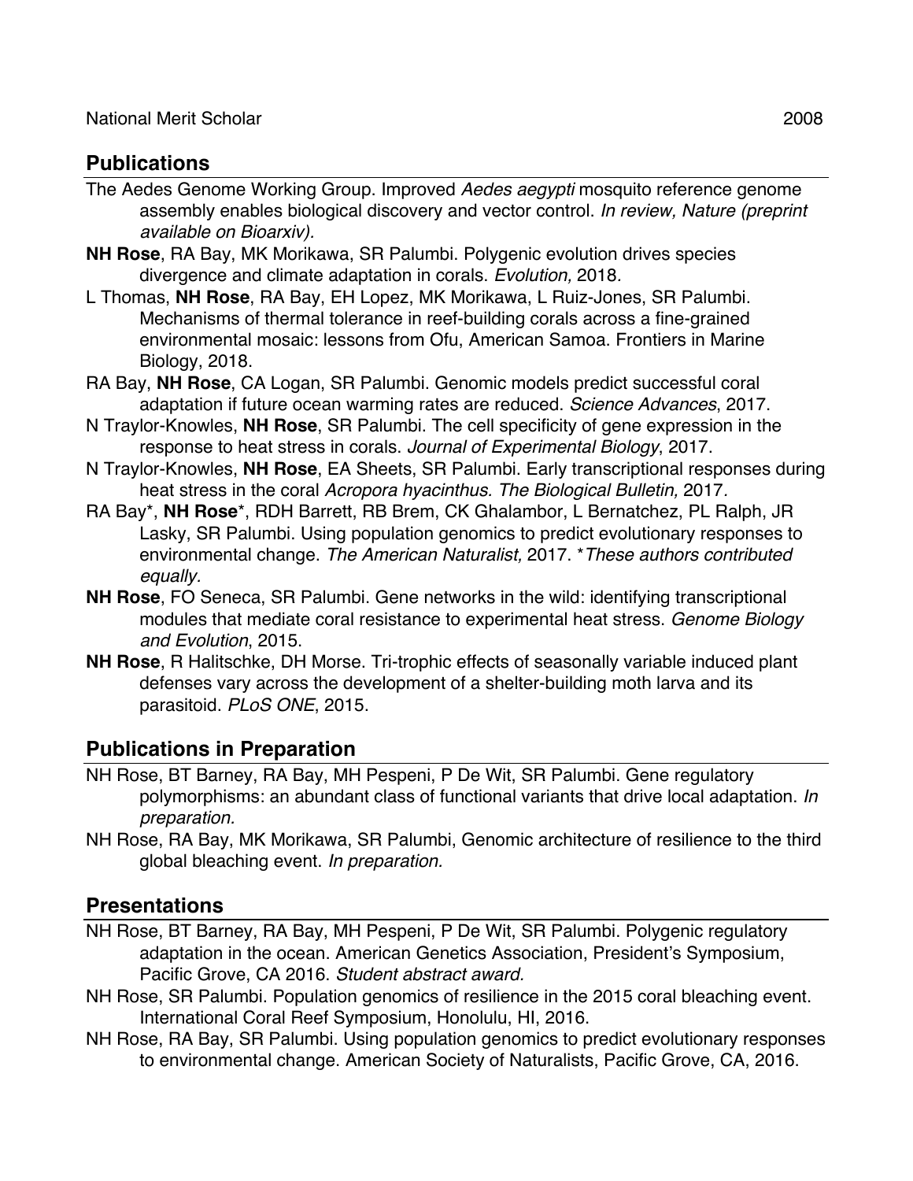National Merit Scholar 2008

## Publications

The Aedes Genome Working Group. Improved *Aedes aegypti* mosquito reference genome assembly enables biological discovery and vector control. *In review, Nature (preprint available on Bioarxiv).*

**NH Rose**, RA Bay, MK Morikawa, SR Palumbi. Polygenic evolution drives species divergence and climate adaptation in corals. *Evolution,* 2018.

L Thomas, **NH Rose**, RA Bay, EH Lopez, MK Morikawa, L Ruiz-Jones, SR Palumbi. Mechanisms of thermal tolerance in reef-building corals across a fine-grained environmental mosaic: lessons from Ofu, American Samoa. Frontiers in Marine Biology, 2018.

RA Bay, **NH Rose**, CA Logan, SR Palumbi. Genomic models predict successful coral adaptation if future ocean warming rates are reduced. *Science Advances*, 2017.

N Traylor-Knowles, **NH Rose**, SR Palumbi. The cell specificity of gene expression in the response to heat stress in corals. *Journal of Experimental Biology*, 2017.

N Traylor-Knowles, **NH Rose**, EA Sheets, SR Palumbi. Early transcriptional responses during heat stress in the coral *Acropora hyacinthus. The Biological Bulletin,* 2017.

RA Bay*, **NH Rose***, RDH Barrett, RB Brem, CK Ghalambor, L Bernatchez, PL Ralph, JR Lasky, SR Palumbi. Using population genomics to predict evolutionary responses to environmental change. *The American Naturalist,* 2017. **These authors contributed equally.*

**NH Rose**, FO Seneca, SR Palumbi. Gene networks in the wild: identifying transcriptional modules that mediate coral resistance to experimental heat stress. *Genome Biology and Evolution*, 2015.

**NH Rose**, R Halitschke, DH Morse. Tri-trophic effects of seasonally variable induced plant defenses vary across the development of a shelter-building moth larva and its parasitoid. *PLoS ONE*, 2015.

## Publications in Preparation

NH Rose, BT Barney, RA Bay, MH Pespeni, P De Wit, SR Palumbi. Gene regulatory polymorphisms: an abundant class of functional variants that drive local adaptation. *In preparation.*

NH Rose, RA Bay, MK Morikawa, SR Palumbi, Genomic architecture of resilience to the third global bleaching event. *In preparation.*

## Presentations

NH Rose, BT Barney, RA Bay, MH Pespeni, P De Wit, SR Palumbi. Polygenic regulatory adaptation in the ocean. American Genetics Association, President's Symposium, Pacific Grove, CA 2016. *Student abstract award.*

NH Rose, SR Palumbi. Population genomics of resilience in the 2015 coral bleaching event. International Coral Reef Symposium, Honolulu, HI, 2016.

NH Rose, RA Bay, SR Palumbi. Using population genomics to predict evolutionary responses to environmental change. American Society of Naturalists, Pacific Grove, CA, 2016.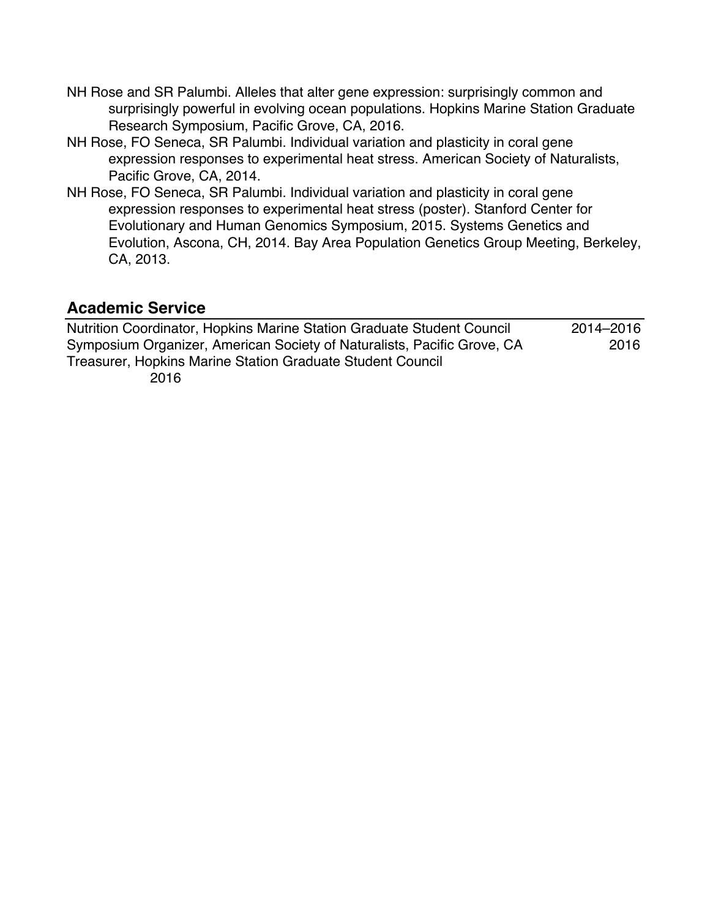NH Rose and SR Palumbi. Alleles that alter gene expression: surprisingly common and surprisingly powerful in evolving ocean populations. Hopkins Marine Station Graduate Research Symposium, Pacific Grove, CA, 2016.

NH Rose, FO Seneca, SR Palumbi. Individual variation and plasticity in coral gene expression responses to experimental heat stress. American Society of Naturalists, Pacific Grove, CA, 2014.

NH Rose, FO Seneca, SR Palumbi. Individual variation and plasticity in coral gene expression responses to experimental heat stress (poster). Stanford Center for Evolutionary and Human Genomics Symposium, 2015. Systems Genetics and Evolution, Ascona, CH, 2014. Bay Area Population Genetics Group Meeting, Berkeley, CA, 2013.

## Academic Service

| | |
|---|---|
| Nutrition Coordinator, Hopkins Marine Station Graduate Student Council | 2014–2016 |
| Symposium Organizer, American Society of Naturalists, Pacific Grove, CA | 2016 |
| Treasurer, Hopkins Marine Station Graduate Student Council | 2016 |